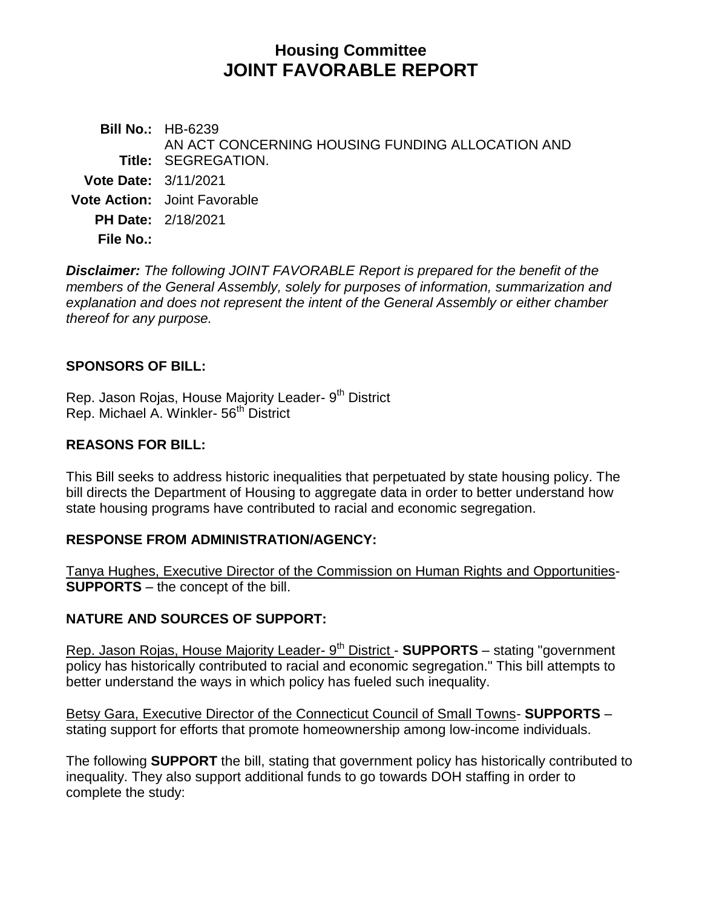# Housing Committee
# JOINT FAVORABLE REPORT

| | |
|---|---|
| **Bill No.:** | HB-6239 |
| **Title:** | AN ACT CONCERNING HOUSING FUNDING ALLOCATION AND SEGREGATION. |
| **Vote Date:** | 3/11/2021 |
| **Vote Action:** | Joint Favorable |
| **PH Date:** | 2/18/2021 |
| **File No.:** | |

***Disclaimer:** The following JOINT FAVORABLE Report is prepared for the benefit of the members of the General Assembly, solely for purposes of information, summarization and explanation and does not represent the intent of the General Assembly or either chamber thereof for any purpose.*

## SPONSORS OF BILL:

Rep. Jason Rojas, House Majority Leader- 9th District
Rep. Michael A. Winkler- 56th District

## REASONS FOR BILL:

This Bill seeks to address historic inequalities that perpetuated by state housing policy. The bill directs the Department of Housing to aggregate data in order to better understand how state housing programs have contributed to racial and economic segregation.

## RESPONSE FROM ADMINISTRATION/AGENCY:

Tanya Hughes, Executive Director of the Commission on Human Rights and Opportunities- **SUPPORTS** – the concept of the bill.

## NATURE AND SOURCES OF SUPPORT:

Rep. Jason Rojas, House Majority Leader- 9th District - **SUPPORTS** – stating "government policy has historically contributed to racial and economic segregation." This bill attempts to better understand the ways in which policy has fueled such inequality.

Betsy Gara, Executive Director of the Connecticut Council of Small Towns- **SUPPORTS** – stating support for efforts that promote homeownership among low-income individuals.

The following **SUPPORT** the bill, stating that government policy has historically contributed to inequality. They also support additional funds to go towards DOH staffing in order to complete the study: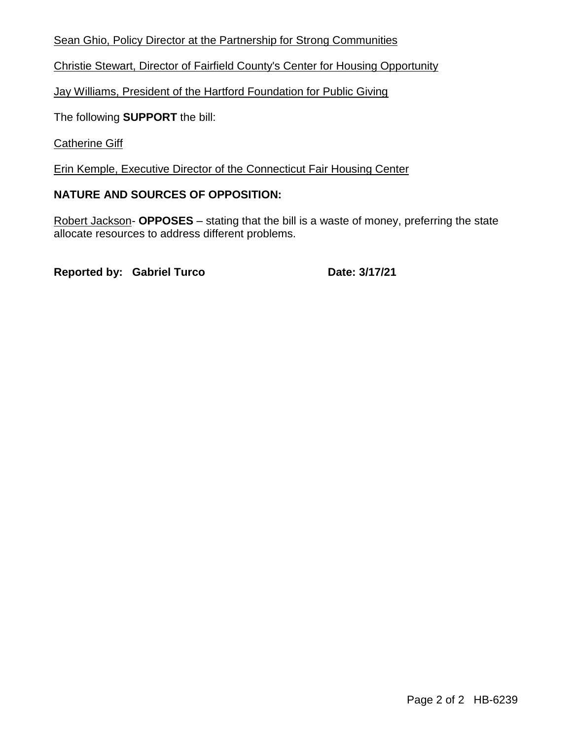Sean Ghio, Policy Director at the Partnership for Strong Communities

Christie Stewart, Director of Fairfield County's Center for Housing Opportunity

Jay Williams, President of the Hartford Foundation for Public Giving

The following **SUPPORT** the bill:

Catherine Giff

Erin Kemple, Executive Director of the Connecticut Fair Housing Center

**NATURE AND SOURCES OF OPPOSITION:**

Robert Jackson- **OPPOSES** – stating that the bill is a waste of money, preferring the state allocate resources to address different problems.

**Reported by: Gabriel Turco** **Date: 3/17/21**